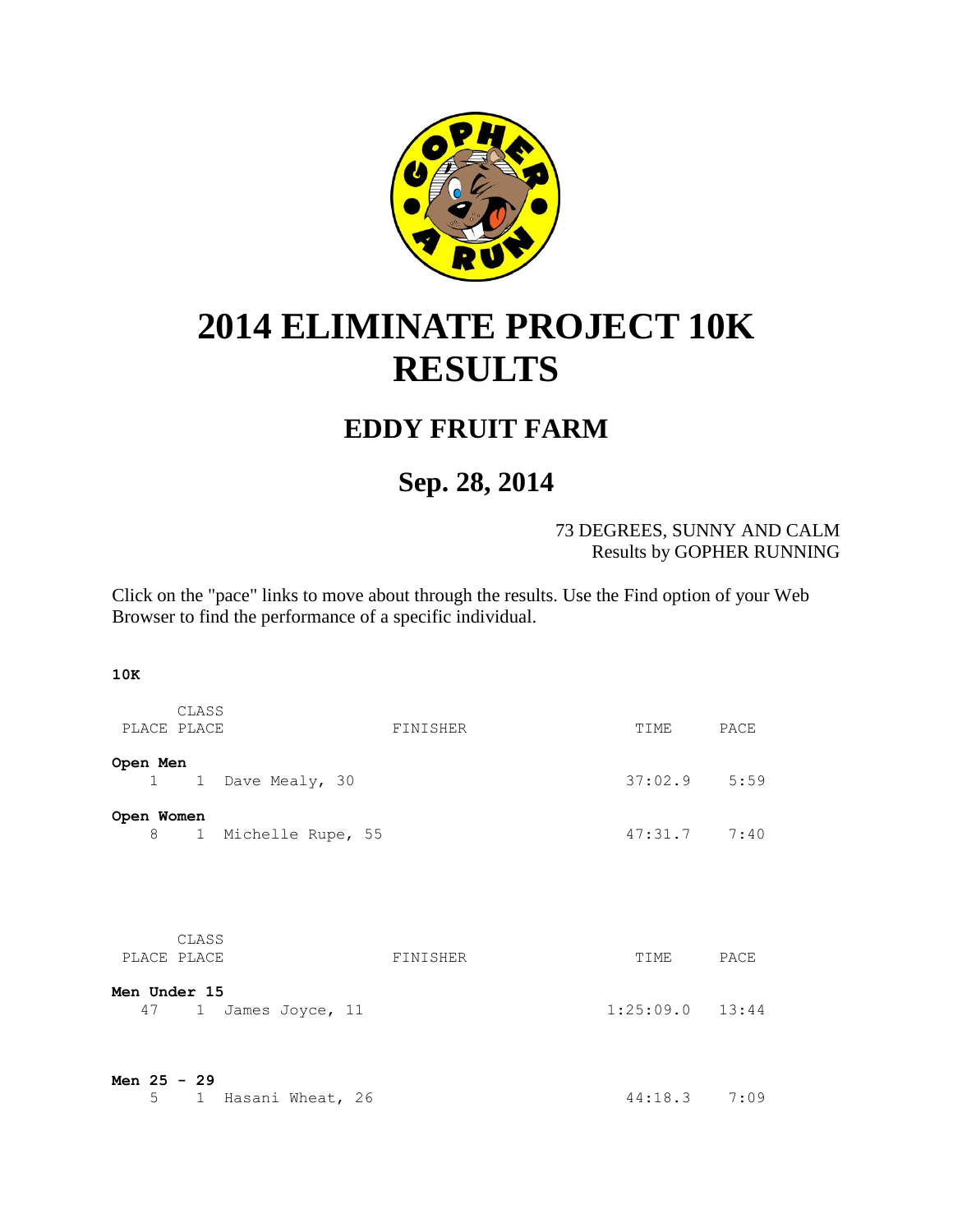# 2014 ELIMINATE PROJECT 10K RESULTS

## EDDY FRUIT FARM

## Sep. 28, 2014

73 DEGREES, SUNNY AND CALM
Results by GOPHER RUNNING

Click on the "pace" links to move about through the results. Use the Find option of your Web Browser to find the performance of a specific individual.

**10K**

| PLACE | CLASS PLACE | FINISHER | TIME | PACE |
|---|---|---|---|---|
| **Open Men** | | | | |
| 1 | 1 | Dave Mealy, 30 | 37:02.9 | 5:59 |
| **Open Women** | | | | |
| 8 | 1 | Michelle Rupe, 55 | 47:31.7 | 7:40 |

| PLACE | CLASS PLACE | FINISHER | TIME | PACE |
|---|---|---|---|---|
| **Men Under 15** | | | | |
| 47 | 1 | James Joyce, 11 | 1:25:09.0 | 13:44 |
| **Men 25 - 29** | | | | |
| 5 | 1 | Hasani Wheat, 26 | 44:18.3 | 7:09 |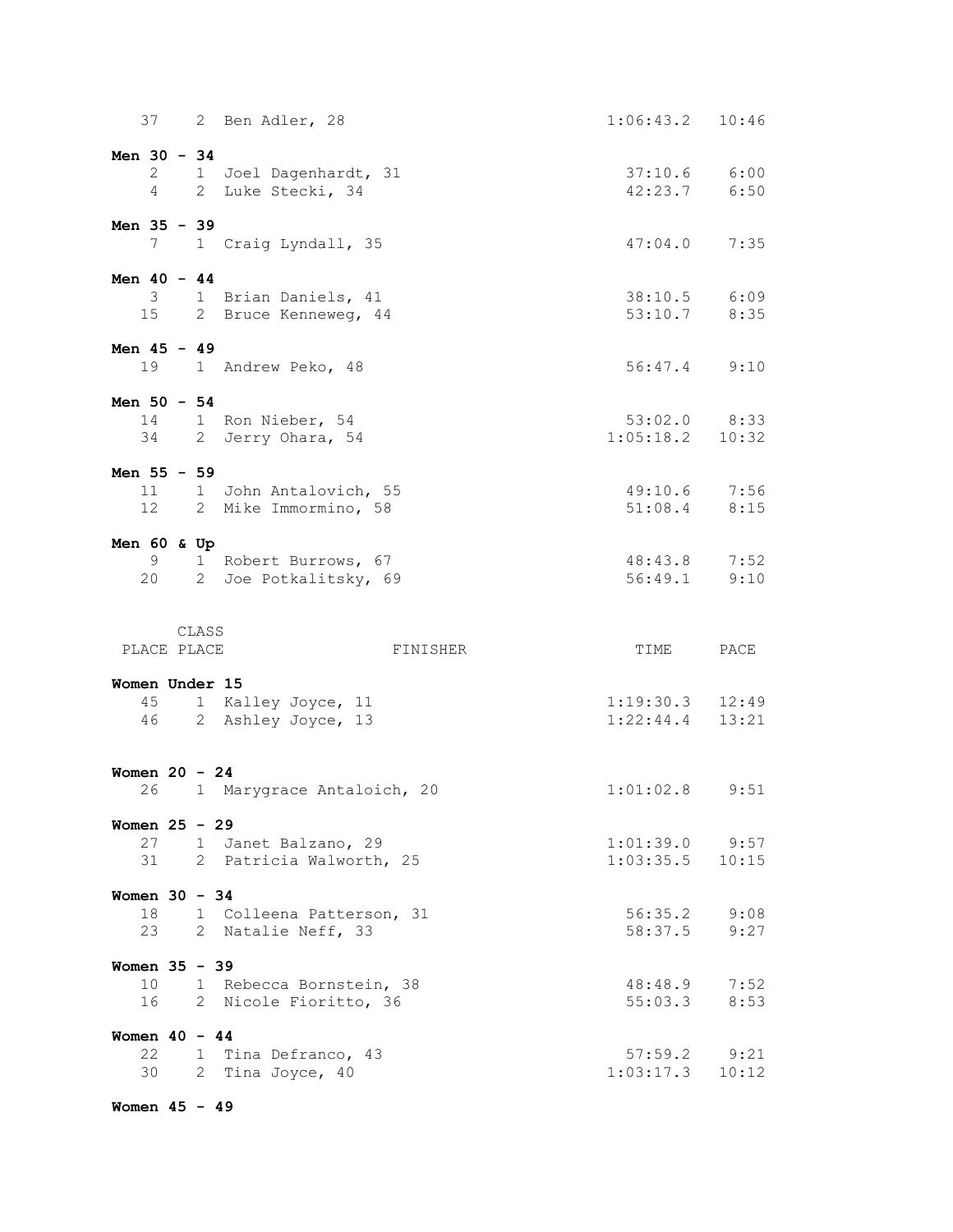| PLACE | CLASS PLACE | FINISHER | TIME | PACE |
| --- | --- | --- | --- | --- |
| 37 | 2 | Ben Adler, 28 | 1:06:43.2 | 10:46 |

**Men 30 - 34**

| PLACE | CLASS PLACE | FINISHER | TIME | PACE |
| --- | --- | --- | --- | --- |
| 2 | 1 | Joel Dagenhardt, 31 | 37:10.6 | 6:00 |
| 4 | 2 | Luke Stecki, 34 | 42:23.7 | 6:50 |

**Men 35 - 39**

| PLACE | CLASS PLACE | FINISHER | TIME | PACE |
| --- | --- | --- | --- | --- |
| 7 | 1 | Craig Lyndall, 35 | 47:04.0 | 7:35 |

**Men 40 - 44**

| PLACE | CLASS PLACE | FINISHER | TIME | PACE |
| --- | --- | --- | --- | --- |
| 3 | 1 | Brian Daniels, 41 | 38:10.5 | 6:09 |
| 15 | 2 | Bruce Kenneweg, 44 | 53:10.7 | 8:35 |

**Men 45 - 49**

| PLACE | CLASS PLACE | FINISHER | TIME | PACE |
| --- | --- | --- | --- | --- |
| 19 | 1 | Andrew Peko, 48 | 56:47.4 | 9:10 |

**Men 50 - 54**

| PLACE | CLASS PLACE | FINISHER | TIME | PACE |
| --- | --- | --- | --- | --- |
| 14 | 1 | Ron Nieber, 54 | 53:02.0 | 8:33 |
| 34 | 2 | Jerry Ohara, 54 | 1:05:18.2 | 10:32 |

**Men 55 - 59**

| PLACE | CLASS PLACE | FINISHER | TIME | PACE |
| --- | --- | --- | --- | --- |
| 11 | 1 | John Antalovich, 55 | 49:10.6 | 7:56 |
| 12 | 2 | Mike Immormino, 58 | 51:08.4 | 8:15 |

**Men 60 & Up**

| PLACE | CLASS PLACE | FINISHER | TIME | PACE |
| --- | --- | --- | --- | --- |
| 9 | 1 | Robert Burrows, 67 | 48:43.8 | 7:52 |
| 20 | 2 | Joe Potkalitsky, 69 | 56:49.1 | 9:10 |

**Women Under 15**

| PLACE | CLASS PLACE | FINISHER | TIME | PACE |
| --- | --- | --- | --- | --- |
| 45 | 1 | Kalley Joyce, 11 | 1:19:30.3 | 12:49 |
| 46 | 2 | Ashley Joyce, 13 | 1:22:44.4 | 13:21 |

**Women 20 - 24**

| PLACE | CLASS PLACE | FINISHER | TIME | PACE |
| --- | --- | --- | --- | --- |
| 26 | 1 | Marygrace Antaloich, 20 | 1:01:02.8 | 9:51 |

**Women 25 - 29**

| PLACE | CLASS PLACE | FINISHER | TIME | PACE |
| --- | --- | --- | --- | --- |
| 27 | 1 | Janet Balzano, 29 | 1:01:39.0 | 9:57 |
| 31 | 2 | Patricia Walworth, 25 | 1:03:35.5 | 10:15 |

**Women 30 - 34**

| PLACE | CLASS PLACE | FINISHER | TIME | PACE |
| --- | --- | --- | --- | --- |
| 18 | 1 | Colleena Patterson, 31 | 56:35.2 | 9:08 |
| 23 | 2 | Natalie Neff, 33 | 58:37.5 | 9:27 |

**Women 35 - 39**

| PLACE | CLASS PLACE | FINISHER | TIME | PACE |
| --- | --- | --- | --- | --- |
| 10 | 1 | Rebecca Bornstein, 38 | 48:48.9 | 7:52 |
| 16 | 2 | Nicole Fioritto, 36 | 55:03.3 | 8:53 |

**Women 40 - 44**

| PLACE | CLASS PLACE | FINISHER | TIME | PACE |
| --- | --- | --- | --- | --- |
| 22 | 1 | Tina Defranco, 43 | 57:59.2 | 9:21 |
| 30 | 2 | Tina Joyce, 40 | 1:03:17.3 | 10:12 |

**Women 45 - 49**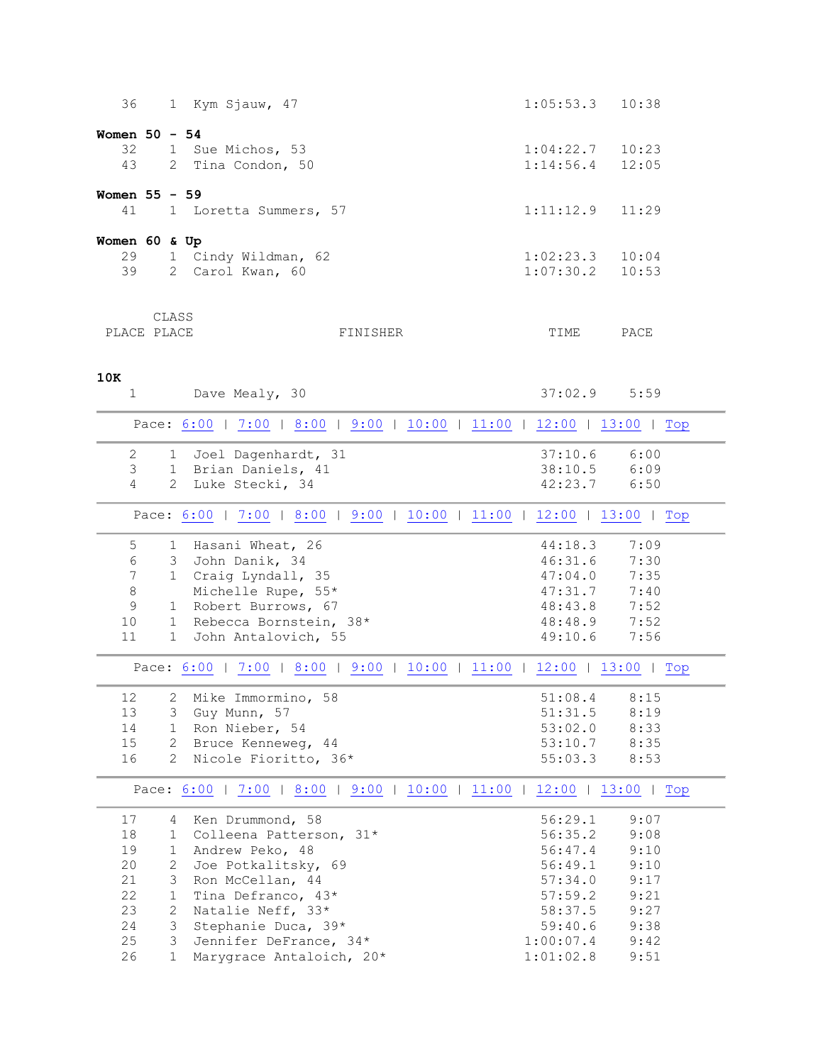| | | | | |
|---|---|---|---|---|
| 36 | 1 | Kym Sjauw, 47 | 1:05:53.3 | 10:38 |

**Women 50 - 54**

| | | | | |
|---|---|---|---|---|
| 32 | 1 | Sue Michos, 53 | 1:04:22.7 | 10:23 |
| 43 | 2 | Tina Condon, 50 | 1:14:56.4 | 12:05 |

**Women 55 - 59**

| | | | | |
|---|---|---|---|---|
| 41 | 1 | Loretta Summers, 57 | 1:11:12.9 | 11:29 |

**Women 60 & Up**

| | | | | |
|---|---|---|---|---|
| 29 | 1 | Cindy Wildman, 62 | 1:02:23.3 | 10:04 |
| 39 | 2 | Carol Kwan, 60 | 1:07:30.2 | 10:53 |

| PLACE | CLASS PLACE | FINISHER | TIME | PACE |
|---|---|---|---|---|

**10K**

| | | | | |
|---|---|---|---|---|
| 1 | | Dave Mealy, 30 | 37:02.9 | 5:59 |

Pace: 6:00 | 7:00 | 8:00 | 9:00 | 10:00 | 11:00 | 12:00 | 13:00 | Top

| | | | | |
|---|---|---|---|---|
| 2 | 1 | Joel Dagenhardt, 31 | 37:10.6 | 6:00 |
| 3 | 1 | Brian Daniels, 41 | 38:10.5 | 6:09 |
| 4 | 2 | Luke Stecki, 34 | 42:23.7 | 6:50 |

Pace: 6:00 | 7:00 | 8:00 | 9:00 | 10:00 | 11:00 | 12:00 | 13:00 | Top

| | | | | |
|---|---|---|---|---|
| 5 | 1 | Hasani Wheat, 26 | 44:18.3 | 7:09 |
| 6 | 3 | John Danik, 34 | 46:31.6 | 7:30 |
| 7 | 1 | Craig Lyndall, 35 | 47:04.0 | 7:35 |
| 8 | | Michelle Rupe, 55* | 47:31.7 | 7:40 |
| 9 | 1 | Robert Burrows, 67 | 48:43.8 | 7:52 |
| 10 | 1 | Rebecca Bornstein, 38* | 48:48.9 | 7:52 |
| 11 | 1 | John Antalovich, 55 | 49:10.6 | 7:56 |

Pace: 6:00 | 7:00 | 8:00 | 9:00 | 10:00 | 11:00 | 12:00 | 13:00 | Top

| | | | | |
|---|---|---|---|---|
| 12 | 2 | Mike Immormino, 58 | 51:08.4 | 8:15 |
| 13 | 3 | Guy Munn, 57 | 51:31.5 | 8:19 |
| 14 | 1 | Ron Nieber, 54 | 53:02.0 | 8:33 |
| 15 | 2 | Bruce Kenneweg, 44 | 53:10.7 | 8:35 |
| 16 | 2 | Nicole Fioritto, 36* | 55:03.3 | 8:53 |

Pace: 6:00 | 7:00 | 8:00 | 9:00 | 10:00 | 11:00 | 12:00 | 13:00 | Top

| | | | | |
|---|---|---|---|---|
| 17 | 4 | Ken Drummond, 58 | 56:29.1 | 9:07 |
| 18 | 1 | Colleena Patterson, 31* | 56:35.2 | 9:08 |
| 19 | 1 | Andrew Peko, 48 | 56:47.4 | 9:10 |
| 20 | 2 | Joe Potkalitsky, 69 | 56:49.1 | 9:10 |
| 21 | 3 | Ron McCellan, 44 | 57:34.0 | 9:17 |
| 22 | 1 | Tina Defranco, 43* | 57:59.2 | 9:21 |
| 23 | 2 | Natalie Neff, 33* | 58:37.5 | 9:27 |
| 24 | 3 | Stephanie Duca, 39* | 59:40.6 | 9:38 |
| 25 | 3 | Jennifer DeFrance, 34* | 1:00:07.4 | 9:42 |
| 26 | 1 | Marygrace Antaloich, 20* | 1:01:02.8 | 9:51 |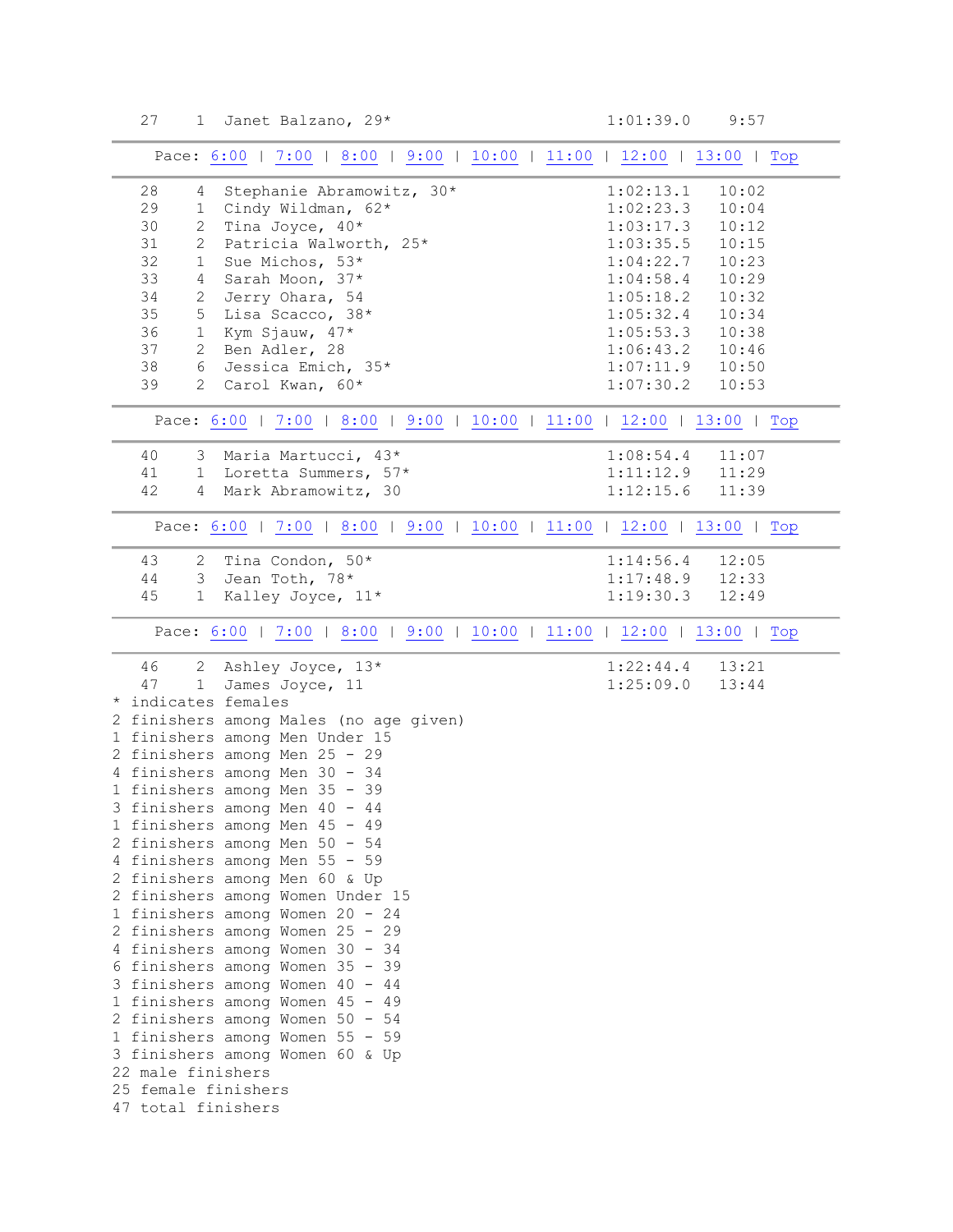```
  27    1  Janet Balzano, 29*                              1:01:39.0    9:57
```

Pace: 6:00 | 7:00 | 8:00 | 9:00 | 10:00 | 11:00 | 12:00 | 13:00 | Top

```
  28    4  Stephanie Abramowitz, 30*                       1:02:13.1   10:02
  29    1  Cindy Wildman, 62*                              1:02:23.3   10:04
  30    2  Tina Joyce, 40*                                 1:03:17.3   10:12
  31    2  Patricia Walworth, 25*                          1:03:35.5   10:15
  32    1  Sue Michos, 53*                                 1:04:22.7   10:23
  33    4  Sarah Moon, 37*                                 1:04:58.4   10:29
  34    2  Jerry Ohara, 54                                 1:05:18.2   10:32
  35    5  Lisa Scacco, 38*                                1:05:32.4   10:34
  36    1  Kym Sjauw, 47*                                  1:05:53.3   10:38
  37    2  Ben Adler, 28                                   1:06:43.2   10:46
  38    6  Jessica Emich, 35*                              1:07:11.9   10:50
  39    2  Carol Kwan, 60*                                 1:07:30.2   10:53
```

Pace: 6:00 | 7:00 | 8:00 | 9:00 | 10:00 | 11:00 | 12:00 | 13:00 | Top

```
  40    3  Maria Martucci, 43*                             1:08:54.4   11:07
  41    1  Loretta Summers, 57*                            1:11:12.9   11:29
  42    4  Mark Abramowitz, 30                             1:12:15.6   11:39
```

Pace: 6:00 | 7:00 | 8:00 | 9:00 | 10:00 | 11:00 | 12:00 | 13:00 | Top

```
  43    2  Tina Condon, 50*                                1:14:56.4   12:05
  44    3  Jean Toth, 78*                                  1:17:48.9   12:33
  45    1  Kalley Joyce, 11*                               1:19:30.3   12:49
```

Pace: 6:00 | 7:00 | 8:00 | 9:00 | 10:00 | 11:00 | 12:00 | 13:00 | Top

```
  46    2  Ashley Joyce, 13*                               1:22:44.4   13:21
  47    1  James Joyce, 11                                 1:25:09.0   13:44
* indicates females
2 finishers among Males (no age given)
1 finishers among Men Under 15
2 finishers among Men 25 - 29
4 finishers among Men 30 - 34
1 finishers among Men 35 - 39
3 finishers among Men 40 - 44
1 finishers among Men 45 - 49
2 finishers among Men 50 - 54
4 finishers among Men 55 - 59
2 finishers among Men 60 & Up
2 finishers among Women Under 15
1 finishers among Women 20 - 24
2 finishers among Women 25 - 29
4 finishers among Women 30 - 34
6 finishers among Women 35 - 39
3 finishers among Women 40 - 44
1 finishers among Women 45 - 49
2 finishers among Women 50 - 54
1 finishers among Women 55 - 59
3 finishers among Women 60 & Up
22 male finishers
25 female finishers
47 total finishers
```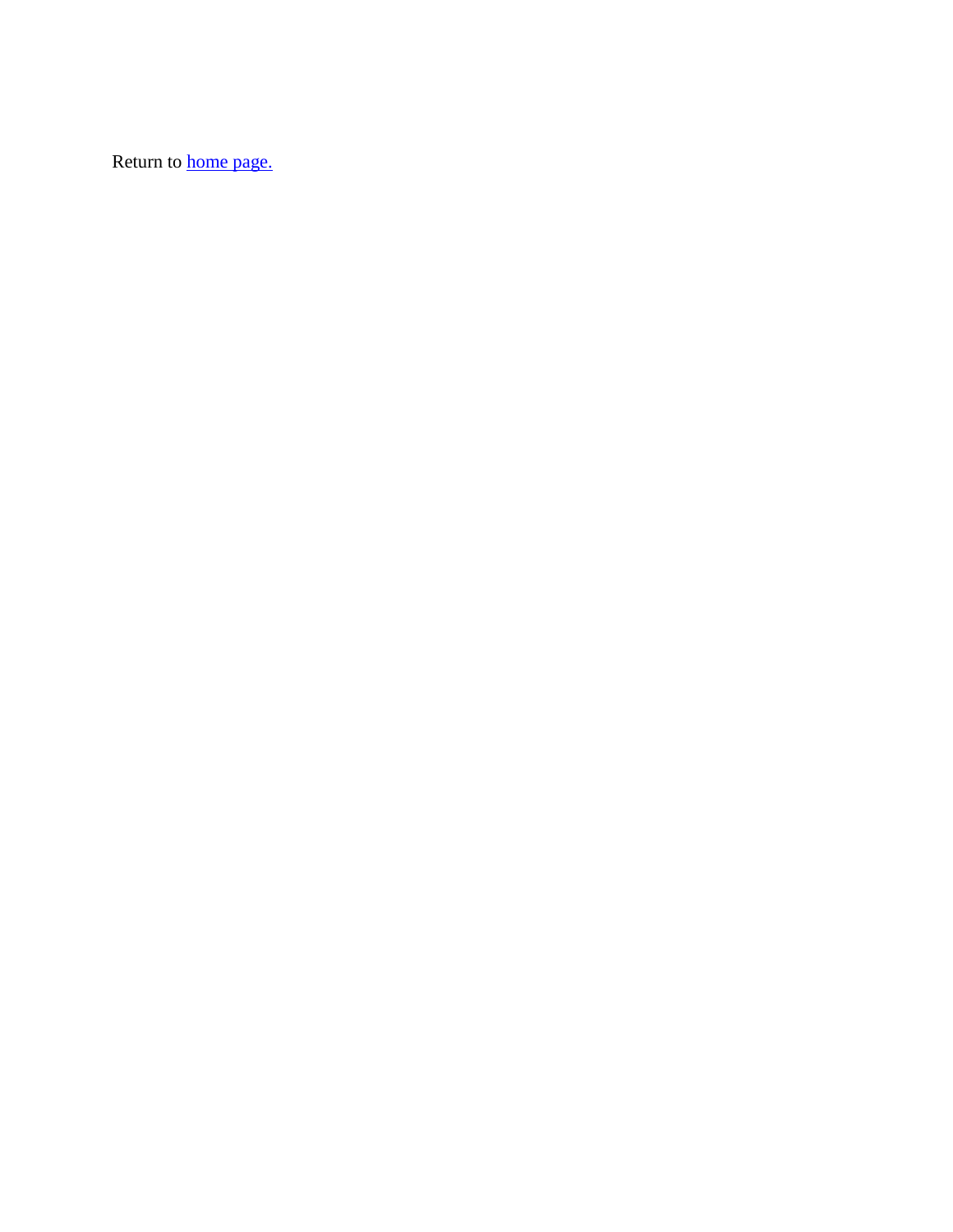Return to home page.